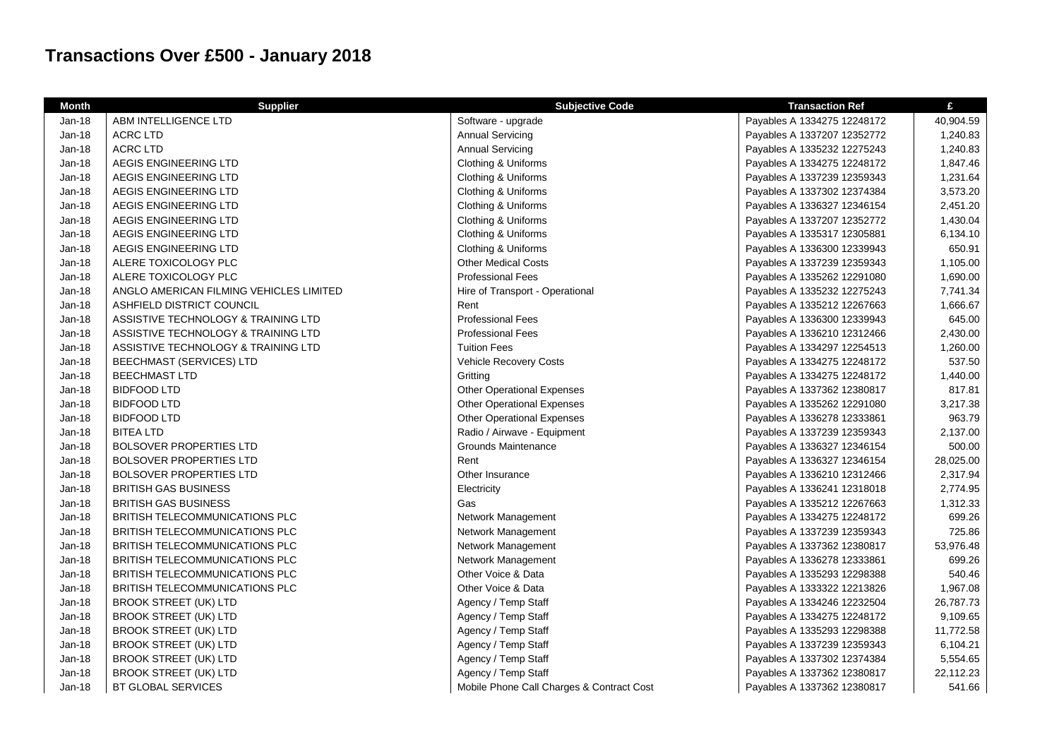# Transactions Over £500 - January 2018

| Month | Supplier | Subjective Code | Transaction Ref | £ |
|---|---|---|---|---|
| Jan-18 | ABM INTELLIGENCE LTD | Software - upgrade | Payables A 1334275 12248172 | 40,904.59 |
| Jan-18 | ACRC LTD | Annual Servicing | Payables A 1337207 12352772 | 1,240.83 |
| Jan-18 | ACRC LTD | Annual Servicing | Payables A 1335232 12275243 | 1,240.83 |
| Jan-18 | AEGIS ENGINEERING LTD | Clothing & Uniforms | Payables A 1334275 12248172 | 1,847.46 |
| Jan-18 | AEGIS ENGINEERING LTD | Clothing & Uniforms | Payables A 1337239 12359343 | 1,231.64 |
| Jan-18 | AEGIS ENGINEERING LTD | Clothing & Uniforms | Payables A 1337302 12374384 | 3,573.20 |
| Jan-18 | AEGIS ENGINEERING LTD | Clothing & Uniforms | Payables A 1336327 12346154 | 2,451.20 |
| Jan-18 | AEGIS ENGINEERING LTD | Clothing & Uniforms | Payables A 1337207 12352772 | 1,430.04 |
| Jan-18 | AEGIS ENGINEERING LTD | Clothing & Uniforms | Payables A 1335317 12305881 | 6,134.10 |
| Jan-18 | AEGIS ENGINEERING LTD | Clothing & Uniforms | Payables A 1336300 12339943 | 650.91 |
| Jan-18 | ALERE TOXICOLOGY PLC | Other Medical Costs | Payables A 1337239 12359343 | 1,105.00 |
| Jan-18 | ALERE TOXICOLOGY PLC | Professional Fees | Payables A 1335262 12291080 | 1,690.00 |
| Jan-18 | ANGLO AMERICAN FILMING VEHICLES LIMITED | Hire of Transport - Operational | Payables A 1335232 12275243 | 7,741.34 |
| Jan-18 | ASHFIELD DISTRICT COUNCIL | Rent | Payables A 1335212 12267663 | 1,666.67 |
| Jan-18 | ASSISTIVE TECHNOLOGY & TRAINING LTD | Professional Fees | Payables A 1336300 12339943 | 645.00 |
| Jan-18 | ASSISTIVE TECHNOLOGY & TRAINING LTD | Professional Fees | Payables A 1336210 12312466 | 2,430.00 |
| Jan-18 | ASSISTIVE TECHNOLOGY & TRAINING LTD | Tuition Fees | Payables A 1334297 12254513 | 1,260.00 |
| Jan-18 | BEECHMAST (SERVICES) LTD | Vehicle Recovery Costs | Payables A 1334275 12248172 | 537.50 |
| Jan-18 | BEECHMAST LTD | Gritting | Payables A 1334275 12248172 | 1,440.00 |
| Jan-18 | BIDFOOD LTD | Other Operational Expenses | Payables A 1337362 12380817 | 817.81 |
| Jan-18 | BIDFOOD LTD | Other Operational Expenses | Payables A 1335262 12291080 | 3,217.38 |
| Jan-18 | BIDFOOD LTD | Other Operational Expenses | Payables A 1336278 12333861 | 963.79 |
| Jan-18 | BITEA LTD | Radio / Airwave - Equipment | Payables A 1337239 12359343 | 2,137.00 |
| Jan-18 | BOLSOVER PROPERTIES LTD | Grounds Maintenance | Payables A 1336327 12346154 | 500.00 |
| Jan-18 | BOLSOVER PROPERTIES LTD | Rent | Payables A 1336327 12346154 | 28,025.00 |
| Jan-18 | BOLSOVER PROPERTIES LTD | Other Insurance | Payables A 1336210 12312466 | 2,317.94 |
| Jan-18 | BRITISH GAS BUSINESS | Electricity | Payables A 1336241 12318018 | 2,774.95 |
| Jan-18 | BRITISH GAS BUSINESS | Gas | Payables A 1335212 12267663 | 1,312.33 |
| Jan-18 | BRITISH TELECOMMUNICATIONS PLC | Network Management | Payables A 1334275 12248172 | 699.26 |
| Jan-18 | BRITISH TELECOMMUNICATIONS PLC | Network Management | Payables A 1337239 12359343 | 725.86 |
| Jan-18 | BRITISH TELECOMMUNICATIONS PLC | Network Management | Payables A 1337362 12380817 | 53,976.48 |
| Jan-18 | BRITISH TELECOMMUNICATIONS PLC | Network Management | Payables A 1336278 12333861 | 699.26 |
| Jan-18 | BRITISH TELECOMMUNICATIONS PLC | Other Voice & Data | Payables A 1335293 12298388 | 540.46 |
| Jan-18 | BRITISH TELECOMMUNICATIONS PLC | Other Voice & Data | Payables A 1333322 12213826 | 1,967.08 |
| Jan-18 | BROOK STREET (UK) LTD | Agency / Temp Staff | Payables A 1334246 12232504 | 26,787.73 |
| Jan-18 | BROOK STREET (UK) LTD | Agency / Temp Staff | Payables A 1334275 12248172 | 9,109.65 |
| Jan-18 | BROOK STREET (UK) LTD | Agency / Temp Staff | Payables A 1335293 12298388 | 11,772.58 |
| Jan-18 | BROOK STREET (UK) LTD | Agency / Temp Staff | Payables A 1337239 12359343 | 6,104.21 |
| Jan-18 | BROOK STREET (UK) LTD | Agency / Temp Staff | Payables A 1337302 12374384 | 5,554.65 |
| Jan-18 | BROOK STREET (UK) LTD | Agency / Temp Staff | Payables A 1337362 12380817 | 22,112.23 |
| Jan-18 | BT GLOBAL SERVICES | Mobile Phone Call Charges & Contract Cost | Payables A 1337362 12380817 | 541.66 |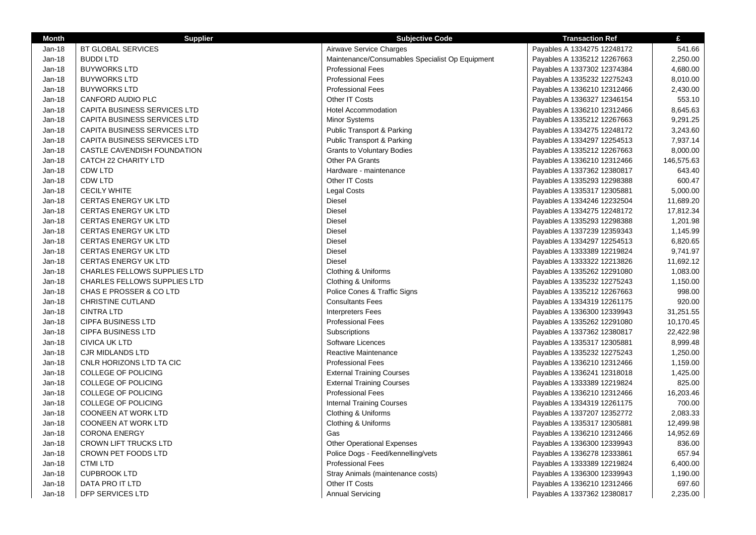| Month | Supplier | Subjective Code | Transaction Ref | £ |
|---|---|---|---|---|
| Jan-18 | BT GLOBAL SERVICES | Airwave Service Charges | Payables A 1334275 12248172 | 541.66 |
| Jan-18 | BUDDI LTD | Maintenance/Consumables Specialist Op Equipment | Payables A 1335212 12267663 | 2,250.00 |
| Jan-18 | BUYWORKS LTD | Professional Fees | Payables A 1337302 12374384 | 4,680.00 |
| Jan-18 | BUYWORKS LTD | Professional Fees | Payables A 1335232 12275243 | 8,010.00 |
| Jan-18 | BUYWORKS LTD | Professional Fees | Payables A 1336210 12312466 | 2,430.00 |
| Jan-18 | CANFORD AUDIO PLC | Other IT Costs | Payables A 1336327 12346154 | 553.10 |
| Jan-18 | CAPITA BUSINESS SERVICES LTD | Hotel Accommodation | Payables A 1336210 12312466 | 8,645.63 |
| Jan-18 | CAPITA BUSINESS SERVICES LTD | Minor Systems | Payables A 1335212 12267663 | 9,291.25 |
| Jan-18 | CAPITA BUSINESS SERVICES LTD | Public Transport & Parking | Payables A 1334275 12248172 | 3,243.60 |
| Jan-18 | CAPITA BUSINESS SERVICES LTD | Public Transport & Parking | Payables A 1334297 12254513 | 7,937.14 |
| Jan-18 | CASTLE CAVENDISH FOUNDATION | Grants to Voluntary Bodies | Payables A 1335212 12267663 | 8,000.00 |
| Jan-18 | CATCH 22 CHARITY LTD | Other PA Grants | Payables A 1336210 12312466 | 146,575.63 |
| Jan-18 | CDW LTD | Hardware - maintenance | Payables A 1337362 12380817 | 643.40 |
| Jan-18 | CDW LTD | Other IT Costs | Payables A 1335293 12298388 | 600.47 |
| Jan-18 | CECILY WHITE | Legal Costs | Payables A 1335317 12305881 | 5,000.00 |
| Jan-18 | CERTAS ENERGY UK LTD | Diesel | Payables A 1334246 12232504 | 11,689.20 |
| Jan-18 | CERTAS ENERGY UK LTD | Diesel | Payables A 1334275 12248172 | 17,812.34 |
| Jan-18 | CERTAS ENERGY UK LTD | Diesel | Payables A 1335293 12298388 | 1,201.98 |
| Jan-18 | CERTAS ENERGY UK LTD | Diesel | Payables A 1337239 12359343 | 1,145.99 |
| Jan-18 | CERTAS ENERGY UK LTD | Diesel | Payables A 1334297 12254513 | 6,820.65 |
| Jan-18 | CERTAS ENERGY UK LTD | Diesel | Payables A 1333389 12219824 | 9,741.97 |
| Jan-18 | CERTAS ENERGY UK LTD | Diesel | Payables A 1333322 12213826 | 11,692.12 |
| Jan-18 | CHARLES FELLOWS SUPPLIES LTD | Clothing & Uniforms | Payables A 1335262 12291080 | 1,083.00 |
| Jan-18 | CHARLES FELLOWS SUPPLIES LTD | Clothing & Uniforms | Payables A 1335232 12275243 | 1,150.00 |
| Jan-18 | CHAS E PROSSER & CO LTD | Police Cones & Traffic Signs | Payables A 1335212 12267663 | 998.00 |
| Jan-18 | CHRISTINE CUTLAND | Consultants Fees | Payables A 1334319 12261175 | 920.00 |
| Jan-18 | CINTRA LTD | Interpreters Fees | Payables A 1336300 12339943 | 31,251.55 |
| Jan-18 | CIPFA BUSINESS LTD | Professional Fees | Payables A 1335262 12291080 | 10,170.45 |
| Jan-18 | CIPFA BUSINESS LTD | Subscriptions | Payables A 1337362 12380817 | 22,422.98 |
| Jan-18 | CIVICA UK LTD | Software Licences | Payables A 1335317 12305881 | 8,999.48 |
| Jan-18 | CJR MIDLANDS LTD | Reactive Maintenance | Payables A 1335232 12275243 | 1,250.00 |
| Jan-18 | CNLR HORIZONS LTD TA CIC | Professional Fees | Payables A 1336210 12312466 | 1,159.00 |
| Jan-18 | COLLEGE OF POLICING | External Training Courses | Payables A 1336241 12318018 | 1,425.00 |
| Jan-18 | COLLEGE OF POLICING | External Training Courses | Payables A 1333389 12219824 | 825.00 |
| Jan-18 | COLLEGE OF POLICING | Professional Fees | Payables A 1336210 12312466 | 16,203.46 |
| Jan-18 | COLLEGE OF POLICING | Internal Training Courses | Payables A 1334319 12261175 | 700.00 |
| Jan-18 | COONEEN AT WORK LTD | Clothing & Uniforms | Payables A 1337207 12352772 | 2,083.33 |
| Jan-18 | COONEEN AT WORK LTD | Clothing & Uniforms | Payables A 1335317 12305881 | 12,499.98 |
| Jan-18 | CORONA ENERGY | Gas | Payables A 1336210 12312466 | 14,952.69 |
| Jan-18 | CROWN LIFT TRUCKS LTD | Other Operational Expenses | Payables A 1336300 12339943 | 836.00 |
| Jan-18 | CROWN PET FOODS LTD | Police Dogs - Feed/kennelling/vets | Payables A 1336278 12333861 | 657.94 |
| Jan-18 | CTMI LTD | Professional Fees | Payables A 1333389 12219824 | 6,400.00 |
| Jan-18 | CUPBROOK LTD | Stray Animals (maintenance costs) | Payables A 1336300 12339943 | 1,190.00 |
| Jan-18 | DATA PRO IT LTD | Other IT Costs | Payables A 1336210 12312466 | 697.60 |
| Jan-18 | DFP SERVICES LTD | Annual Servicing | Payables A 1337362 12380817 | 2,235.00 |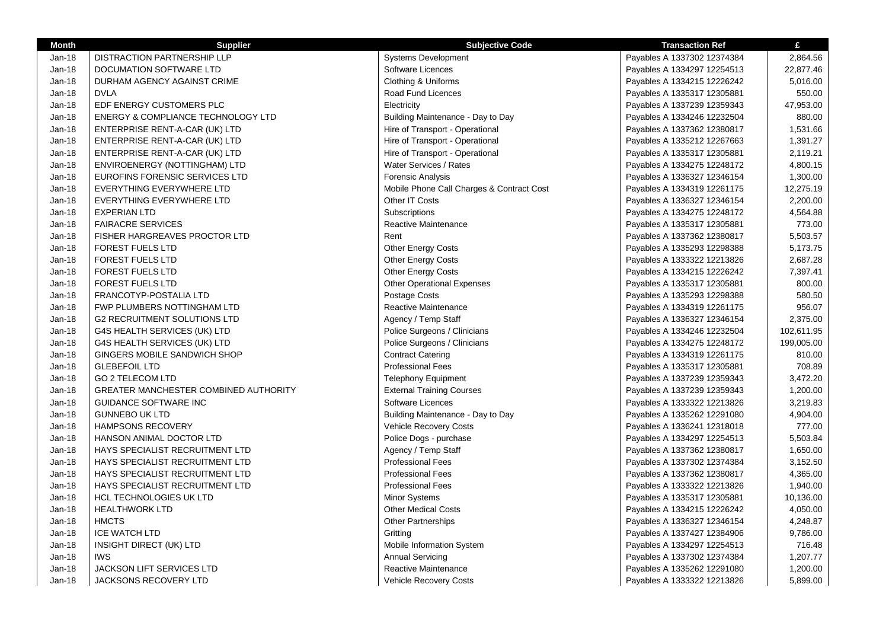| Month | Supplier | Subjective Code | Transaction Ref | £ |
|---|---|---|---|---|
| Jan-18 | DISTRACTION PARTNERSHIP LLP | Systems Development | Payables A 1337302 12374384 | 2,864.56 |
| Jan-18 | DOCUMATION SOFTWARE LTD | Software Licences | Payables A 1334297 12254513 | 22,877.46 |
| Jan-18 | DURHAM AGENCY AGAINST CRIME | Clothing & Uniforms | Payables A 1334215 12226242 | 5,016.00 |
| Jan-18 | DVLA | Road Fund Licences | Payables A 1335317 12305881 | 550.00 |
| Jan-18 | EDF ENERGY CUSTOMERS PLC | Electricity | Payables A 1337239 12359343 | 47,953.00 |
| Jan-18 | ENERGY & COMPLIANCE TECHNOLOGY LTD | Building Maintenance - Day to Day | Payables A 1334246 12232504 | 880.00 |
| Jan-18 | ENTERPRISE RENT-A-CAR (UK) LTD | Hire of Transport - Operational | Payables A 1337362 12380817 | 1,531.66 |
| Jan-18 | ENTERPRISE RENT-A-CAR (UK) LTD | Hire of Transport - Operational | Payables A 1335212 12267663 | 1,391.27 |
| Jan-18 | ENTERPRISE RENT-A-CAR (UK) LTD | Hire of Transport - Operational | Payables A 1335317 12305881 | 2,119.21 |
| Jan-18 | ENVIROENERGY (NOTTINGHAM) LTD | Water Services / Rates | Payables A 1334275 12248172 | 4,800.15 |
| Jan-18 | EUROFINS FORENSIC SERVICES LTD | Forensic Analysis | Payables A 1336327 12346154 | 1,300.00 |
| Jan-18 | EVERYTHING EVERYWHERE LTD | Mobile Phone Call Charges & Contract Cost | Payables A 1334319 12261175 | 12,275.19 |
| Jan-18 | EVERYTHING EVERYWHERE LTD | Other IT Costs | Payables A 1336327 12346154 | 2,200.00 |
| Jan-18 | EXPERIAN LTD | Subscriptions | Payables A 1334275 12248172 | 4,564.88 |
| Jan-18 | FAIRACRE SERVICES | Reactive Maintenance | Payables A 1335317 12305881 | 773.00 |
| Jan-18 | FISHER HARGREAVES PROCTOR LTD | Rent | Payables A 1337362 12380817 | 5,503.57 |
| Jan-18 | FOREST FUELS LTD | Other Energy Costs | Payables A 1335293 12298388 | 5,173.75 |
| Jan-18 | FOREST FUELS LTD | Other Energy Costs | Payables A 1333322 12213826 | 2,687.28 |
| Jan-18 | FOREST FUELS LTD | Other Energy Costs | Payables A 1334215 12226242 | 7,397.41 |
| Jan-18 | FOREST FUELS LTD | Other Operational Expenses | Payables A 1335317 12305881 | 800.00 |
| Jan-18 | FRANCOTYP-POSTALIA LTD | Postage Costs | Payables A 1335293 12298388 | 580.50 |
| Jan-18 | FWP PLUMBERS NOTTINGHAM LTD | Reactive Maintenance | Payables A 1334319 12261175 | 956.07 |
| Jan-18 | G2 RECRUITMENT SOLUTIONS LTD | Agency / Temp Staff | Payables A 1336327 12346154 | 2,375.00 |
| Jan-18 | G4S HEALTH SERVICES (UK) LTD | Police Surgeons / Clinicians | Payables A 1334246 12232504 | 102,611.95 |
| Jan-18 | G4S HEALTH SERVICES (UK) LTD | Police Surgeons / Clinicians | Payables A 1334275 12248172 | 199,005.00 |
| Jan-18 | GINGERS MOBILE SANDWICH SHOP | Contract Catering | Payables A 1334319 12261175 | 810.00 |
| Jan-18 | GLEBEFOIL LTD | Professional Fees | Payables A 1335317 12305881 | 708.89 |
| Jan-18 | GO 2 TELECOM LTD | Telephony Equipment | Payables A 1337239 12359343 | 3,472.20 |
| Jan-18 | GREATER MANCHESTER COMBINED AUTHORITY | External Training Courses | Payables A 1337239 12359343 | 1,200.00 |
| Jan-18 | GUIDANCE SOFTWARE INC | Software Licences | Payables A 1333322 12213826 | 3,219.83 |
| Jan-18 | GUNNEBO UK LTD | Building Maintenance - Day to Day | Payables A 1335262 12291080 | 4,904.00 |
| Jan-18 | HAMPSONS RECOVERY | Vehicle Recovery Costs | Payables A 1336241 12318018 | 777.00 |
| Jan-18 | HANSON ANIMAL DOCTOR LTD | Police Dogs - purchase | Payables A 1334297 12254513 | 5,503.84 |
| Jan-18 | HAYS SPECIALIST RECRUITMENT LTD | Agency / Temp Staff | Payables A 1337362 12380817 | 1,650.00 |
| Jan-18 | HAYS SPECIALIST RECRUITMENT LTD | Professional Fees | Payables A 1337302 12374384 | 3,152.50 |
| Jan-18 | HAYS SPECIALIST RECRUITMENT LTD | Professional Fees | Payables A 1337362 12380817 | 4,365.00 |
| Jan-18 | HAYS SPECIALIST RECRUITMENT LTD | Professional Fees | Payables A 1333322 12213826 | 1,940.00 |
| Jan-18 | HCL TECHNOLOGIES UK LTD | Minor Systems | Payables A 1335317 12305881 | 10,136.00 |
| Jan-18 | HEALTHWORK LTD | Other Medical Costs | Payables A 1334215 12226242 | 4,050.00 |
| Jan-18 | HMCTS | Other Partnerships | Payables A 1336327 12346154 | 4,248.87 |
| Jan-18 | ICE WATCH LTD | Gritting | Payables A 1337427 12384906 | 9,786.00 |
| Jan-18 | INSIGHT DIRECT (UK) LTD | Mobile Information System | Payables A 1334297 12254513 | 716.48 |
| Jan-18 | IWS | Annual Servicing | Payables A 1337302 12374384 | 1,207.77 |
| Jan-18 | JACKSON LIFT SERVICES LTD | Reactive Maintenance | Payables A 1335262 12291080 | 1,200.00 |
| Jan-18 | JACKSONS RECOVERY LTD | Vehicle Recovery Costs | Payables A 1333322 12213826 | 5,899.00 |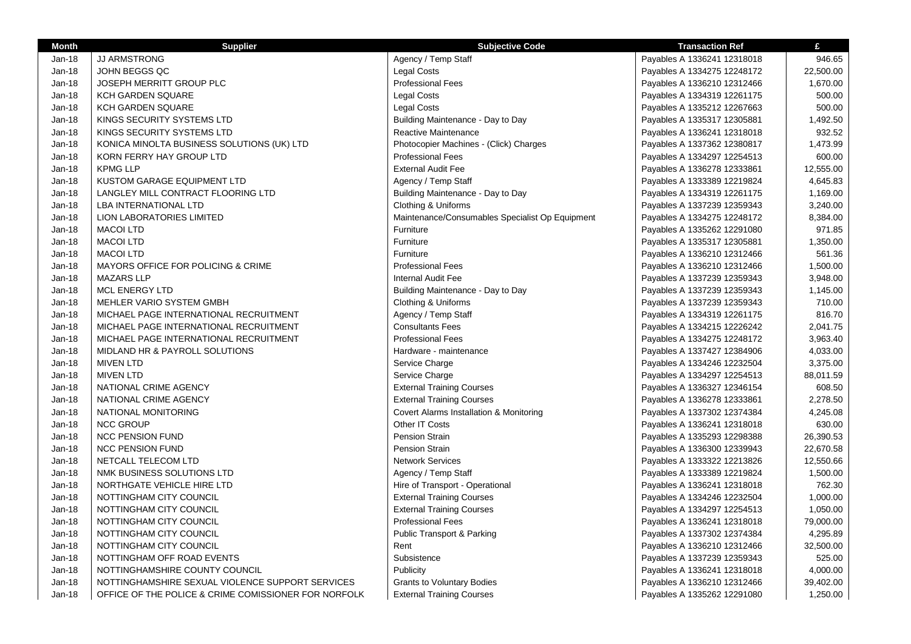| Month | Supplier | Subjective Code | Transaction Ref | £ |
|---|---|---|---|---|
| Jan-18 | JJ ARMSTRONG | Agency / Temp Staff | Payables A 1336241 12318018 | 946.65 |
| Jan-18 | JOHN BEGGS QC | Legal Costs | Payables A 1334275 12248172 | 22,500.00 |
| Jan-18 | JOSEPH MERRITT GROUP PLC | Professional Fees | Payables A 1336210 12312466 | 1,670.00 |
| Jan-18 | KCH GARDEN SQUARE | Legal Costs | Payables A 1334319 12261175 | 500.00 |
| Jan-18 | KCH GARDEN SQUARE | Legal Costs | Payables A 1335212 12267663 | 500.00 |
| Jan-18 | KINGS SECURITY SYSTEMS LTD | Building Maintenance - Day to Day | Payables A 1335317 12305881 | 1,492.50 |
| Jan-18 | KINGS SECURITY SYSTEMS LTD | Reactive Maintenance | Payables A 1336241 12318018 | 932.52 |
| Jan-18 | KONICA MINOLTA BUSINESS SOLUTIONS (UK) LTD | Photocopier Machines - (Click) Charges | Payables A 1337362 12380817 | 1,473.99 |
| Jan-18 | KORN FERRY HAY GROUP LTD | Professional Fees | Payables A 1334297 12254513 | 600.00 |
| Jan-18 | KPMG LLP | External Audit Fee | Payables A 1336278 12333861 | 12,555.00 |
| Jan-18 | KUSTOM GARAGE EQUIPMENT LTD | Agency / Temp Staff | Payables A 1333389 12219824 | 4,645.83 |
| Jan-18 | LANGLEY MILL CONTRACT FLOORING LTD | Building Maintenance - Day to Day | Payables A 1334319 12261175 | 1,169.00 |
| Jan-18 | LBA INTERNATIONAL LTD | Clothing & Uniforms | Payables A 1337239 12359343 | 3,240.00 |
| Jan-18 | LION LABORATORIES LIMITED | Maintenance/Consumables Specialist Op Equipment | Payables A 1334275 12248172 | 8,384.00 |
| Jan-18 | MACOI LTD | Furniture | Payables A 1335262 12291080 | 971.85 |
| Jan-18 | MACOI LTD | Furniture | Payables A 1335317 12305881 | 1,350.00 |
| Jan-18 | MACOI LTD | Furniture | Payables A 1336210 12312466 | 561.36 |
| Jan-18 | MAYORS OFFICE FOR POLICING & CRIME | Professional Fees | Payables A 1336210 12312466 | 1,500.00 |
| Jan-18 | MAZARS LLP | Internal Audit Fee | Payables A 1337239 12359343 | 3,948.00 |
| Jan-18 | MCL ENERGY LTD | Building Maintenance - Day to Day | Payables A 1337239 12359343 | 1,145.00 |
| Jan-18 | MEHLER VARIO SYSTEM GMBH | Clothing & Uniforms | Payables A 1337239 12359343 | 710.00 |
| Jan-18 | MICHAEL PAGE INTERNATIONAL RECRUITMENT | Agency / Temp Staff | Payables A 1334319 12261175 | 816.70 |
| Jan-18 | MICHAEL PAGE INTERNATIONAL RECRUITMENT | Consultants Fees | Payables A 1334215 12226242 | 2,041.75 |
| Jan-18 | MICHAEL PAGE INTERNATIONAL RECRUITMENT | Professional Fees | Payables A 1334275 12248172 | 3,963.40 |
| Jan-18 | MIDLAND HR & PAYROLL SOLUTIONS | Hardware - maintenance | Payables A 1337427 12384906 | 4,033.00 |
| Jan-18 | MIVEN LTD | Service Charge | Payables A 1334246 12232504 | 3,375.00 |
| Jan-18 | MIVEN LTD | Service Charge | Payables A 1334297 12254513 | 88,011.59 |
| Jan-18 | NATIONAL CRIME AGENCY | External Training Courses | Payables A 1336327 12346154 | 608.50 |
| Jan-18 | NATIONAL CRIME AGENCY | External Training Courses | Payables A 1336278 12333861 | 2,278.50 |
| Jan-18 | NATIONAL MONITORING | Covert Alarms Installation & Monitoring | Payables A 1337302 12374384 | 4,245.08 |
| Jan-18 | NCC GROUP | Other IT Costs | Payables A 1336241 12318018 | 630.00 |
| Jan-18 | NCC PENSION FUND | Pension Strain | Payables A 1335293 12298388 | 26,390.53 |
| Jan-18 | NCC PENSION FUND | Pension Strain | Payables A 1336300 12339943 | 22,670.58 |
| Jan-18 | NETCALL TELECOM LTD | Network Services | Payables A 1333322 12213826 | 12,550.66 |
| Jan-18 | NMK BUSINESS SOLUTIONS LTD | Agency / Temp Staff | Payables A 1333389 12219824 | 1,500.00 |
| Jan-18 | NORTHGATE VEHICLE HIRE LTD | Hire of Transport - Operational | Payables A 1336241 12318018 | 762.30 |
| Jan-18 | NOTTINGHAM CITY COUNCIL | External Training Courses | Payables A 1334246 12232504 | 1,000.00 |
| Jan-18 | NOTTINGHAM CITY COUNCIL | External Training Courses | Payables A 1334297 12254513 | 1,050.00 |
| Jan-18 | NOTTINGHAM CITY COUNCIL | Professional Fees | Payables A 1336241 12318018 | 79,000.00 |
| Jan-18 | NOTTINGHAM CITY COUNCIL | Public Transport & Parking | Payables A 1337302 12374384 | 4,295.89 |
| Jan-18 | NOTTINGHAM CITY COUNCIL | Rent | Payables A 1336210 12312466 | 32,500.00 |
| Jan-18 | NOTTINGHAM OFF ROAD EVENTS | Subsistence | Payables A 1337239 12359343 | 525.00 |
| Jan-18 | NOTTINGHAMSHIRE COUNTY COUNCIL | Publicity | Payables A 1336241 12318018 | 4,000.00 |
| Jan-18 | NOTTINGHAMSHIRE SEXUAL VIOLENCE SUPPORT SERVICES | Grants to Voluntary Bodies | Payables A 1336210 12312466 | 39,402.00 |
| Jan-18 | OFFICE OF THE POLICE & CRIME COMISSIONER FOR NORFOLK | External Training Courses | Payables A 1335262 12291080 | 1,250.00 |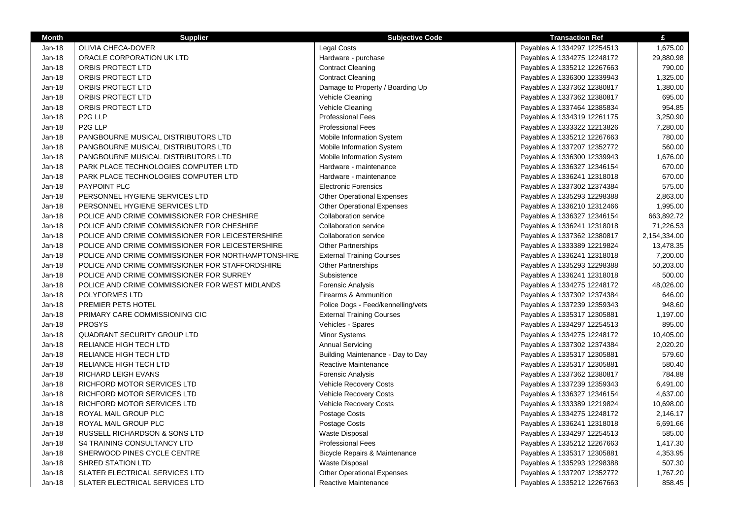| Month | Supplier | Subjective Code | Transaction Ref | £ |
|---|---|---|---|---|
| Jan-18 | OLIVIA CHECA-DOVER | Legal Costs | Payables A 1334297 12254513 | 1,675.00 |
| Jan-18 | ORACLE CORPORATION UK LTD | Hardware - purchase | Payables A 1334275 12248172 | 29,880.98 |
| Jan-18 | ORBIS PROTECT LTD | Contract Cleaning | Payables A 1335212 12267663 | 790.00 |
| Jan-18 | ORBIS PROTECT LTD | Contract Cleaning | Payables A 1336300 12339943 | 1,325.00 |
| Jan-18 | ORBIS PROTECT LTD | Damage to Property / Boarding Up | Payables A 1337362 12380817 | 1,380.00 |
| Jan-18 | ORBIS PROTECT LTD | Vehicle Cleaning | Payables A 1337362 12380817 | 695.00 |
| Jan-18 | ORBIS PROTECT LTD | Vehicle Cleaning | Payables A 1337464 12385834 | 954.85 |
| Jan-18 | P2G LLP | Professional Fees | Payables A 1334319 12261175 | 3,250.90 |
| Jan-18 | P2G LLP | Professional Fees | Payables A 1333322 12213826 | 7,280.00 |
| Jan-18 | PANGBOURNE MUSICAL DISTRIBUTORS LTD | Mobile Information System | Payables A 1335212 12267663 | 780.00 |
| Jan-18 | PANGBOURNE MUSICAL DISTRIBUTORS LTD | Mobile Information System | Payables A 1337207 12352772 | 560.00 |
| Jan-18 | PANGBOURNE MUSICAL DISTRIBUTORS LTD | Mobile Information System | Payables A 1336300 12339943 | 1,676.00 |
| Jan-18 | PARK PLACE TECHNOLOGIES COMPUTER LTD | Hardware - maintenance | Payables A 1336327 12346154 | 670.00 |
| Jan-18 | PARK PLACE TECHNOLOGIES COMPUTER LTD | Hardware - maintenance | Payables A 1336241 12318018 | 670.00 |
| Jan-18 | PAYPOINT PLC | Electronic Forensics | Payables A 1337302 12374384 | 575.00 |
| Jan-18 | PERSONNEL HYGIENE SERVICES LTD | Other Operational Expenses | Payables A 1335293 12298388 | 2,863.00 |
| Jan-18 | PERSONNEL HYGIENE SERVICES LTD | Other Operational Expenses | Payables A 1336210 12312466 | 1,995.00 |
| Jan-18 | POLICE AND CRIME COMMISSIONER FOR CHESHIRE | Collaboration service | Payables A 1336327 12346154 | 663,892.72 |
| Jan-18 | POLICE AND CRIME COMMISSIONER FOR CHESHIRE | Collaboration service | Payables A 1336241 12318018 | 71,226.53 |
| Jan-18 | POLICE AND CRIME COMMISSIONER FOR LEICESTERSHIRE | Collaboration service | Payables A 1337362 12380817 | 2,154,334.00 |
| Jan-18 | POLICE AND CRIME COMMISSIONER FOR LEICESTERSHIRE | Other Partnerships | Payables A 1333389 12219824 | 13,478.35 |
| Jan-18 | POLICE AND CRIME COMMISSIONER FOR NORTHAMPTONSHIRE | External Training Courses | Payables A 1336241 12318018 | 7,200.00 |
| Jan-18 | POLICE AND CRIME COMMISSIONER FOR STAFFORDSHIRE | Other Partnerships | Payables A 1335293 12298388 | 50,203.00 |
| Jan-18 | POLICE AND CRIME COMMISSIONER FOR SURREY | Subsistence | Payables A 1336241 12318018 | 500.00 |
| Jan-18 | POLICE AND CRIME COMMISSIONER FOR WEST MIDLANDS | Forensic Analysis | Payables A 1334275 12248172 | 48,026.00 |
| Jan-18 | POLYFORMES LTD | Firearms & Ammunition | Payables A 1337302 12374384 | 646.00 |
| Jan-18 | PREMIER PETS HOTEL | Police Dogs - Feed/kennelling/vets | Payables A 1337239 12359343 | 948.60 |
| Jan-18 | PRIMARY CARE COMMISSIONING CIC | External Training Courses | Payables A 1335317 12305881 | 1,197.00 |
| Jan-18 | PROSYS | Vehicles - Spares | Payables A 1334297 12254513 | 895.00 |
| Jan-18 | QUADRANT SECURITY GROUP LTD | Minor Systems | Payables A 1334275 12248172 | 10,405.00 |
| Jan-18 | RELIANCE HIGH TECH LTD | Annual Servicing | Payables A 1337302 12374384 | 2,020.20 |
| Jan-18 | RELIANCE HIGH TECH LTD | Building Maintenance - Day to Day | Payables A 1335317 12305881 | 579.60 |
| Jan-18 | RELIANCE HIGH TECH LTD | Reactive Maintenance | Payables A 1335317 12305881 | 580.40 |
| Jan-18 | RICHARD LEIGH EVANS | Forensic Analysis | Payables A 1337362 12380817 | 784.88 |
| Jan-18 | RICHFORD MOTOR SERVICES LTD | Vehicle Recovery Costs | Payables A 1337239 12359343 | 6,491.00 |
| Jan-18 | RICHFORD MOTOR SERVICES LTD | Vehicle Recovery Costs | Payables A 1336327 12346154 | 4,637.00 |
| Jan-18 | RICHFORD MOTOR SERVICES LTD | Vehicle Recovery Costs | Payables A 1333389 12219824 | 10,698.00 |
| Jan-18 | ROYAL MAIL GROUP PLC | Postage Costs | Payables A 1334275 12248172 | 2,146.17 |
| Jan-18 | ROYAL MAIL GROUP PLC | Postage Costs | Payables A 1336241 12318018 | 6,691.66 |
| Jan-18 | RUSSELL RICHARDSON & SONS LTD | Waste Disposal | Payables A 1334297 12254513 | 585.00 |
| Jan-18 | S4 TRAINING CONSULTANCY LTD | Professional Fees | Payables A 1335212 12267663 | 1,417.30 |
| Jan-18 | SHERWOOD PINES CYCLE CENTRE | Bicycle Repairs & Maintenance | Payables A 1335317 12305881 | 4,353.95 |
| Jan-18 | SHRED STATION LTD | Waste Disposal | Payables A 1335293 12298388 | 507.30 |
| Jan-18 | SLATER ELECTRICAL SERVICES LTD | Other Operational Expenses | Payables A 1337207 12352772 | 1,767.20 |
| Jan-18 | SLATER ELECTRICAL SERVICES LTD | Reactive Maintenance | Payables A 1335212 12267663 | 858.45 |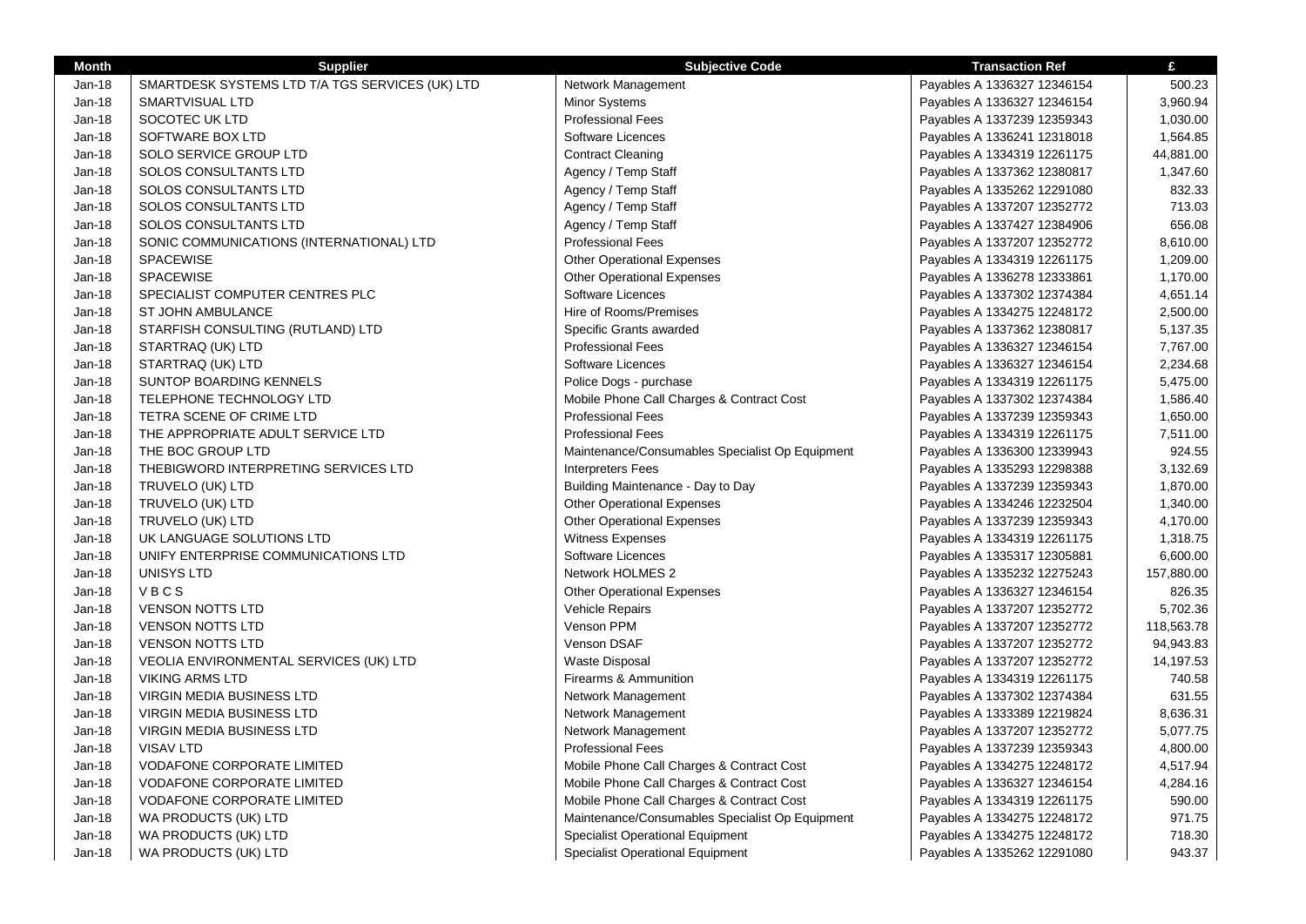| Month | Supplier | Subjective Code | Transaction Ref | £ |
|---|---|---|---|---|
| Jan-18 | SMARTDESK SYSTEMS LTD T/A TGS SERVICES (UK) LTD | Network Management | Payables A 1336327 12346154 | 500.23 |
| Jan-18 | SMARTVISUAL LTD | Minor Systems | Payables A 1336327 12346154 | 3,960.94 |
| Jan-18 | SOCOTEC UK LTD | Professional Fees | Payables A 1337239 12359343 | 1,030.00 |
| Jan-18 | SOFTWARE BOX LTD | Software Licences | Payables A 1336241 12318018 | 1,564.85 |
| Jan-18 | SOLO SERVICE GROUP LTD | Contract Cleaning | Payables A 1334319 12261175 | 44,881.00 |
| Jan-18 | SOLOS CONSULTANTS LTD | Agency / Temp Staff | Payables A 1337362 12380817 | 1,347.60 |
| Jan-18 | SOLOS CONSULTANTS LTD | Agency / Temp Staff | Payables A 1335262 12291080 | 832.33 |
| Jan-18 | SOLOS CONSULTANTS LTD | Agency / Temp Staff | Payables A 1337207 12352772 | 713.03 |
| Jan-18 | SOLOS CONSULTANTS LTD | Agency / Temp Staff | Payables A 1337427 12384906 | 656.08 |
| Jan-18 | SONIC COMMUNICATIONS (INTERNATIONAL) LTD | Professional Fees | Payables A 1337207 12352772 | 8,610.00 |
| Jan-18 | SPACEWISE | Other Operational Expenses | Payables A 1334319 12261175 | 1,209.00 |
| Jan-18 | SPACEWISE | Other Operational Expenses | Payables A 1336278 12333861 | 1,170.00 |
| Jan-18 | SPECIALIST COMPUTER CENTRES PLC | Software Licences | Payables A 1337302 12374384 | 4,651.14 |
| Jan-18 | ST JOHN AMBULANCE | Hire of Rooms/Premises | Payables A 1334275 12248172 | 2,500.00 |
| Jan-18 | STARFISH CONSULTING (RUTLAND) LTD | Specific Grants awarded | Payables A 1337362 12380817 | 5,137.35 |
| Jan-18 | STARTRAQ (UK) LTD | Professional Fees | Payables A 1336327 12346154 | 7,767.00 |
| Jan-18 | STARTRAQ (UK) LTD | Software Licences | Payables A 1336327 12346154 | 2,234.68 |
| Jan-18 | SUNTOP BOARDING KENNELS | Police Dogs - purchase | Payables A 1334319 12261175 | 5,475.00 |
| Jan-18 | TELEPHONE TECHNOLOGY LTD | Mobile Phone Call Charges & Contract Cost | Payables A 1337302 12374384 | 1,586.40 |
| Jan-18 | TETRA SCENE OF CRIME LTD | Professional Fees | Payables A 1337239 12359343 | 1,650.00 |
| Jan-18 | THE APPROPRIATE ADULT SERVICE LTD | Professional Fees | Payables A 1334319 12261175 | 7,511.00 |
| Jan-18 | THE BOC GROUP LTD | Maintenance/Consumables Specialist Op Equipment | Payables A 1336300 12339943 | 924.55 |
| Jan-18 | THEBIGWORD INTERPRETING SERVICES LTD | Interpreters Fees | Payables A 1335293 12298388 | 3,132.69 |
| Jan-18 | TRUVELO (UK) LTD | Building Maintenance - Day to Day | Payables A 1337239 12359343 | 1,870.00 |
| Jan-18 | TRUVELO (UK) LTD | Other Operational Expenses | Payables A 1334246 12232504 | 1,340.00 |
| Jan-18 | TRUVELO (UK) LTD | Other Operational Expenses | Payables A 1337239 12359343 | 4,170.00 |
| Jan-18 | UK LANGUAGE SOLUTIONS LTD | Witness Expenses | Payables A 1334319 12261175 | 1,318.75 |
| Jan-18 | UNIFY ENTERPRISE COMMUNICATIONS LTD | Software Licences | Payables A 1335317 12305881 | 6,600.00 |
| Jan-18 | UNISYS LTD | Network HOLMES 2 | Payables A 1335232 12275243 | 157,880.00 |
| Jan-18 | V B C S | Other Operational Expenses | Payables A 1336327 12346154 | 826.35 |
| Jan-18 | VENSON NOTTS LTD | Vehicle Repairs | Payables A 1337207 12352772 | 5,702.36 |
| Jan-18 | VENSON NOTTS LTD | Venson PPM | Payables A 1337207 12352772 | 118,563.78 |
| Jan-18 | VENSON NOTTS LTD | Venson DSAF | Payables A 1337207 12352772 | 94,943.83 |
| Jan-18 | VEOLIA ENVIRONMENTAL SERVICES (UK) LTD | Waste Disposal | Payables A 1337207 12352772 | 14,197.53 |
| Jan-18 | VIKING ARMS LTD | Firearms & Ammunition | Payables A 1334319 12261175 | 740.58 |
| Jan-18 | VIRGIN MEDIA BUSINESS LTD | Network Management | Payables A 1337302 12374384 | 631.55 |
| Jan-18 | VIRGIN MEDIA BUSINESS LTD | Network Management | Payables A 1333389 12219824 | 8,636.31 |
| Jan-18 | VIRGIN MEDIA BUSINESS LTD | Network Management | Payables A 1337207 12352772 | 5,077.75 |
| Jan-18 | VISAV LTD | Professional Fees | Payables A 1337239 12359343 | 4,800.00 |
| Jan-18 | VODAFONE CORPORATE LIMITED | Mobile Phone Call Charges & Contract Cost | Payables A 1334275 12248172 | 4,517.94 |
| Jan-18 | VODAFONE CORPORATE LIMITED | Mobile Phone Call Charges & Contract Cost | Payables A 1336327 12346154 | 4,284.16 |
| Jan-18 | VODAFONE CORPORATE LIMITED | Mobile Phone Call Charges & Contract Cost | Payables A 1334319 12261175 | 590.00 |
| Jan-18 | WA PRODUCTS (UK) LTD | Maintenance/Consumables Specialist Op Equipment | Payables A 1334275 12248172 | 971.75 |
| Jan-18 | WA PRODUCTS (UK) LTD | Specialist Operational Equipment | Payables A 1334275 12248172 | 718.30 |
| Jan-18 | WA PRODUCTS (UK) LTD | Specialist Operational Equipment | Payables A 1335262 12291080 | 943.37 |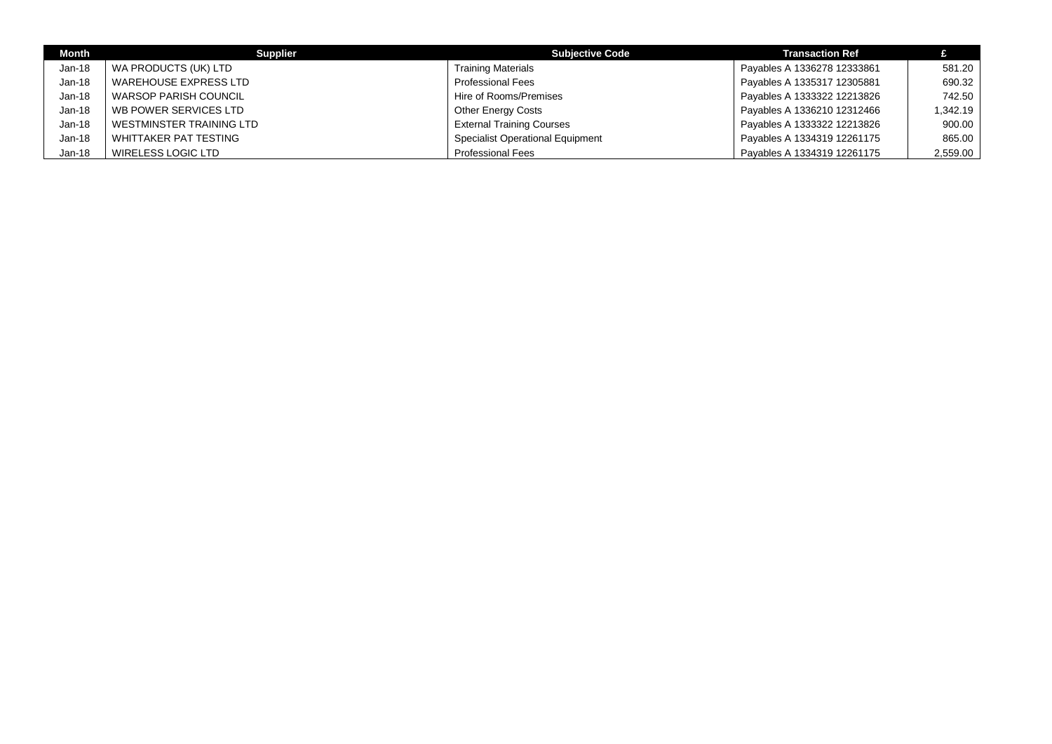| Month | Supplier | Subjective Code | Transaction Ref | £ |
| --- | --- | --- | --- | --- |
| Jan-18 | WA PRODUCTS (UK) LTD | Training Materials | Payables A 1336278 12333861 | 581.20 |
| Jan-18 | WAREHOUSE EXPRESS LTD | Professional Fees | Payables A 1335317 12305881 | 690.32 |
| Jan-18 | WARSOP PARISH COUNCIL | Hire of Rooms/Premises | Payables A 1333322 12213826 | 742.50 |
| Jan-18 | WB POWER SERVICES LTD | Other Energy Costs | Payables A 1336210 12312466 | 1,342.19 |
| Jan-18 | WESTMINSTER TRAINING LTD | External Training Courses | Payables A 1333322 12213826 | 900.00 |
| Jan-18 | WHITTAKER PAT TESTING | Specialist Operational Equipment | Payables A 1334319 12261175 | 865.00 |
| Jan-18 | WIRELESS LOGIC LTD | Professional Fees | Payables A 1334319 12261175 | 2,559.00 |